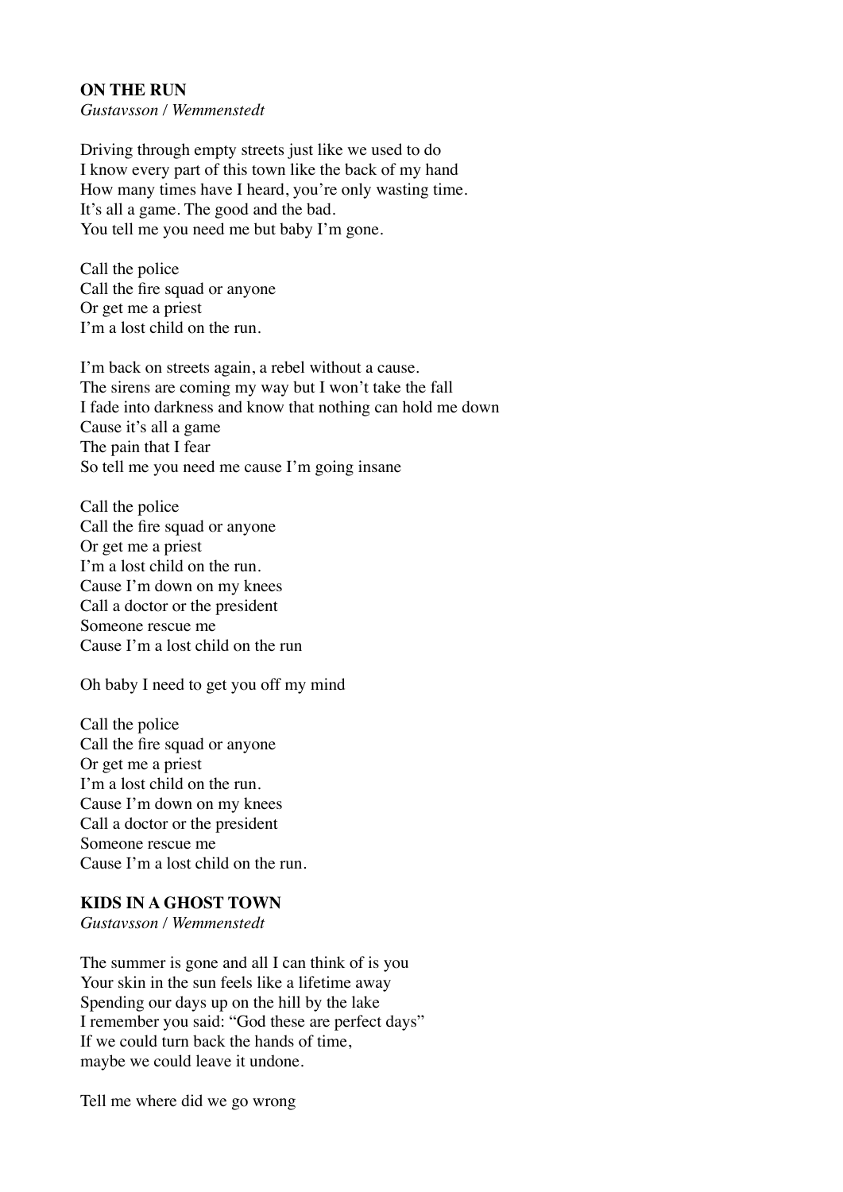**ON THE RUN**
*Gustavsson / Wemmenstedt*

Driving through empty streets just like we used to do
I know every part of this town like the back of my hand
How many times have I heard, you're only wasting time.
It's all a game. The good and the bad.
You tell me you need me but baby I'm gone.

Call the police
Call the fire squad or anyone
Or get me a priest
I'm a lost child on the run.

I'm back on streets again, a rebel without a cause.
The sirens are coming my way but I won't take the fall
I fade into darkness and know that nothing can hold me down
Cause it's all a game
The pain that I fear
So tell me you need me cause I'm going insane

Call the police
Call the fire squad or anyone
Or get me a priest
I'm a lost child on the run.
Cause I'm down on my knees
Call a doctor or the president
Someone rescue me
Cause I'm a lost child on the run

Oh baby I need to get you off my mind

Call the police
Call the fire squad or anyone
Or get me a priest
I'm a lost child on the run.
Cause I'm down on my knees
Call a doctor or the president
Someone rescue me
Cause I'm a lost child on the run.

**KIDS IN A GHOST TOWN**
*Gustavsson / Wemmenstedt*

The summer is gone and all I can think of is you
Your skin in the sun feels like a lifetime away
Spending our days up on the hill by the lake
I remember you said: "God these are perfect days"
If we could turn back the hands of time,
maybe we could leave it undone.

Tell me where did we go wrong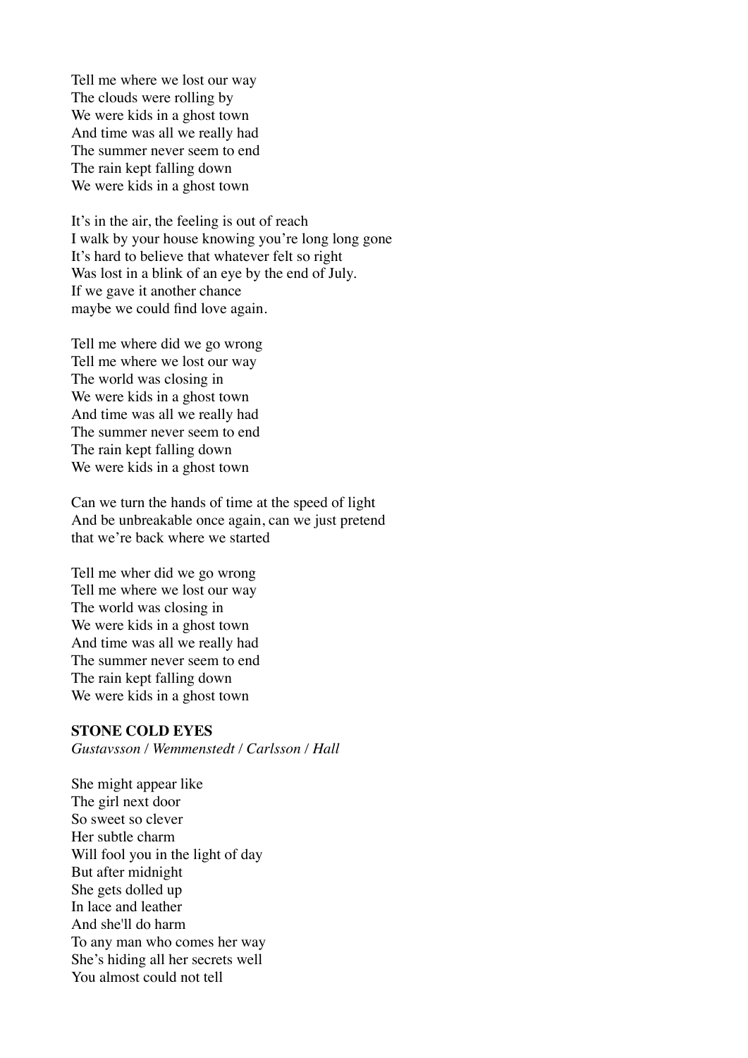Tell me where we lost our way
The clouds were rolling by
We were kids in a ghost town
And time was all we really had
The summer never seem to end
The rain kept falling down
We were kids in a ghost town

It's in the air, the feeling is out of reach
I walk by your house knowing you're long long gone
It's hard to believe that whatever felt so right
Was lost in a blink of an eye by the end of July.
If we gave it another chance
maybe we could find love again.

Tell me where did we go wrong
Tell me where we lost our way
The world was closing in
We were kids in a ghost town
And time was all we really had
The summer never seem to end
The rain kept falling down
We were kids in a ghost town

Can we turn the hands of time at the speed of light
And be unbreakable once again, can we just pretend
that we're back where we started

Tell me wher did we go wrong
Tell me where we lost our way
The world was closing in
We were kids in a ghost town
And time was all we really had
The summer never seem to end
The rain kept falling down
We were kids in a ghost town

**STONE COLD EYES**
*Gustavsson / Wemmenstedt / Carlsson / Hall*

She might appear like
The girl next door
So sweet so clever
Her subtle charm
Will fool you in the light of day
But after midnight
She gets dolled up
In lace and leather
And she'll do harm
To any man who comes her way
She's hiding all her secrets well
You almost could not tell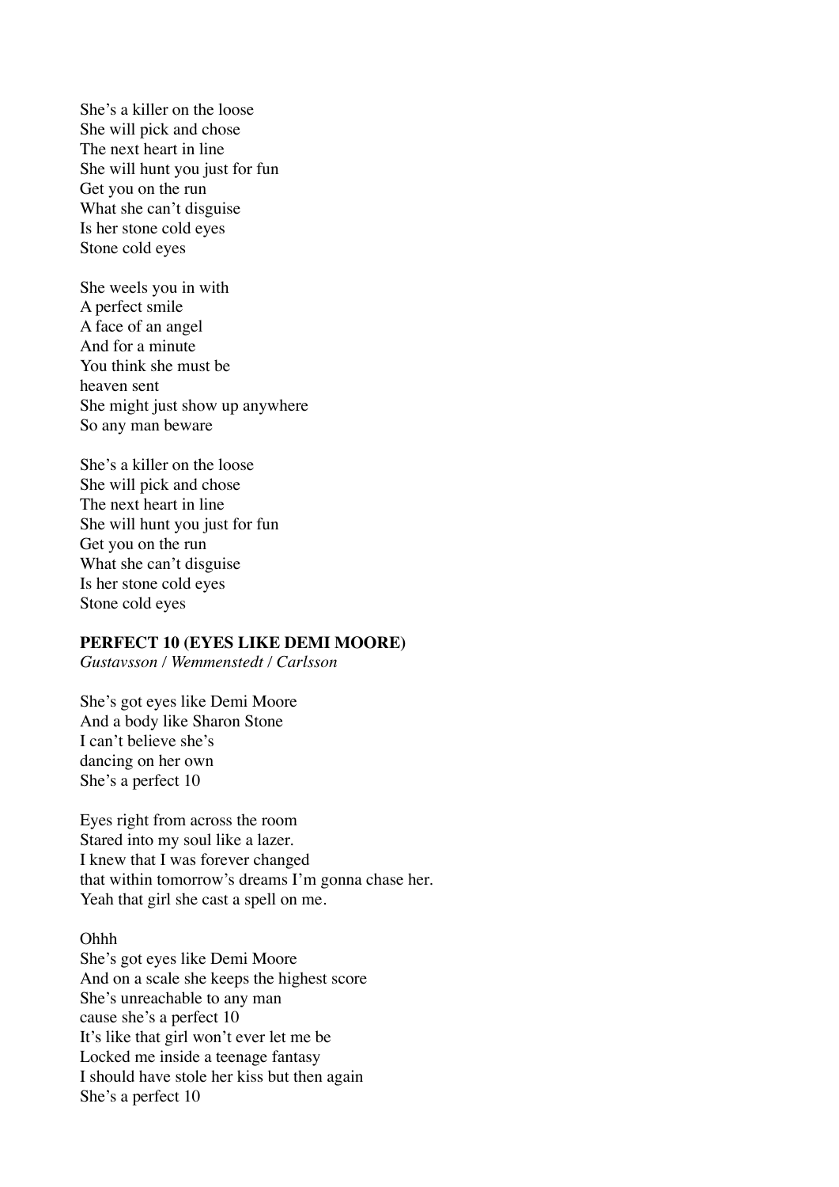She's a killer on the loose
She will pick and chose
The next heart in line
She will hunt you just for fun
Get you on the run
What she can't disguise
Is her stone cold eyes
Stone cold eyes

She weels you in with
A perfect smile
A face of an angel
And for a minute
You think she must be
heaven sent
She might just show up anywhere
So any man beware

She's a killer on the loose
She will pick and chose
The next heart in line
She will hunt you just for fun
Get you on the run
What she can't disguise
Is her stone cold eyes
Stone cold eyes

**PERFECT 10 (EYES LIKE DEMI MOORE)**
*Gustavsson / Wemmenstedt / Carlsson*

She's got eyes like Demi Moore
And a body like Sharon Stone
I can't believe she's
dancing on her own
She's a perfect 10

Eyes right from across the room
Stared into my soul like a lazer.
I knew that I was forever changed
that within tomorrow's dreams I'm gonna chase her.
Yeah that girl she cast a spell on me.

Ohhh
She's got eyes like Demi Moore
And on a scale she keeps the highest score
She's unreachable to any man
cause she's a perfect 10
It's like that girl won't ever let me be
Locked me inside a teenage fantasy
I should have stole her kiss but then again
She's a perfect 10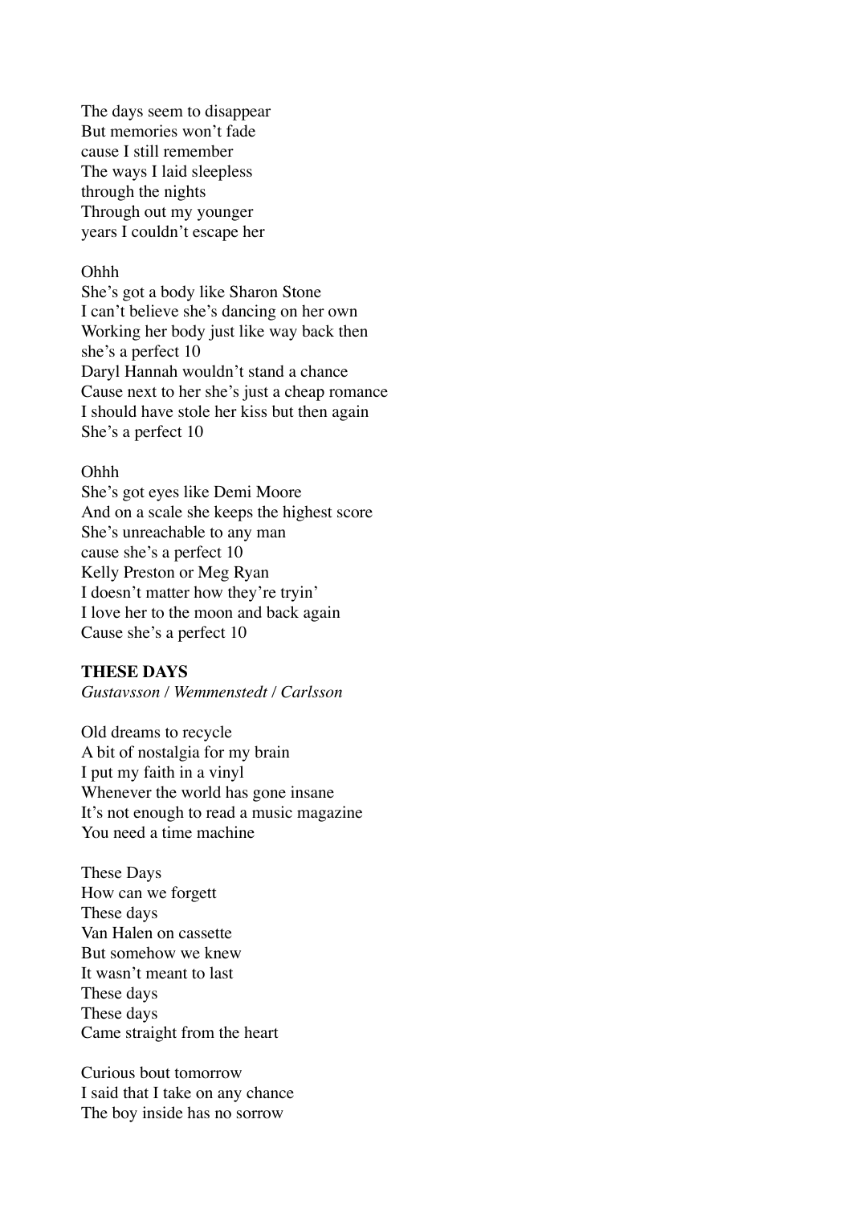The days seem to disappear
But memories won't fade
cause I still remember
The ways I laid sleepless
through the nights
Through out my younger
years I couldn't escape her

Ohhh
She's got a body like Sharon Stone
I can't believe she's dancing on her own
Working her body just like way back then
she's a perfect 10
Daryl Hannah wouldn't stand a chance
Cause next to her she's just a cheap romance
I should have stole her kiss but then again
She's a perfect 10

Ohhh
She's got eyes like Demi Moore
And on a scale she keeps the highest score
She's unreachable to any man
cause she's a perfect 10
Kelly Preston or Meg Ryan
I doesn't matter how they're tryin'
I love her to the moon and back again
Cause she's a perfect 10

**THESE DAYS**
*Gustavsson / Wemmenstedt / Carlsson*

Old dreams to recycle
A bit of nostalgia for my brain
I put my faith in a vinyl
Whenever the world has gone insane
It's not enough to read a music magazine
You need a time machine

These Days
How can we forgett
These days
Van Halen on cassette
But somehow we knew
It wasn't meant to last
These days
These days
Came straight from the heart

Curious bout tomorrow
I said that I take on any chance
The boy inside has no sorrow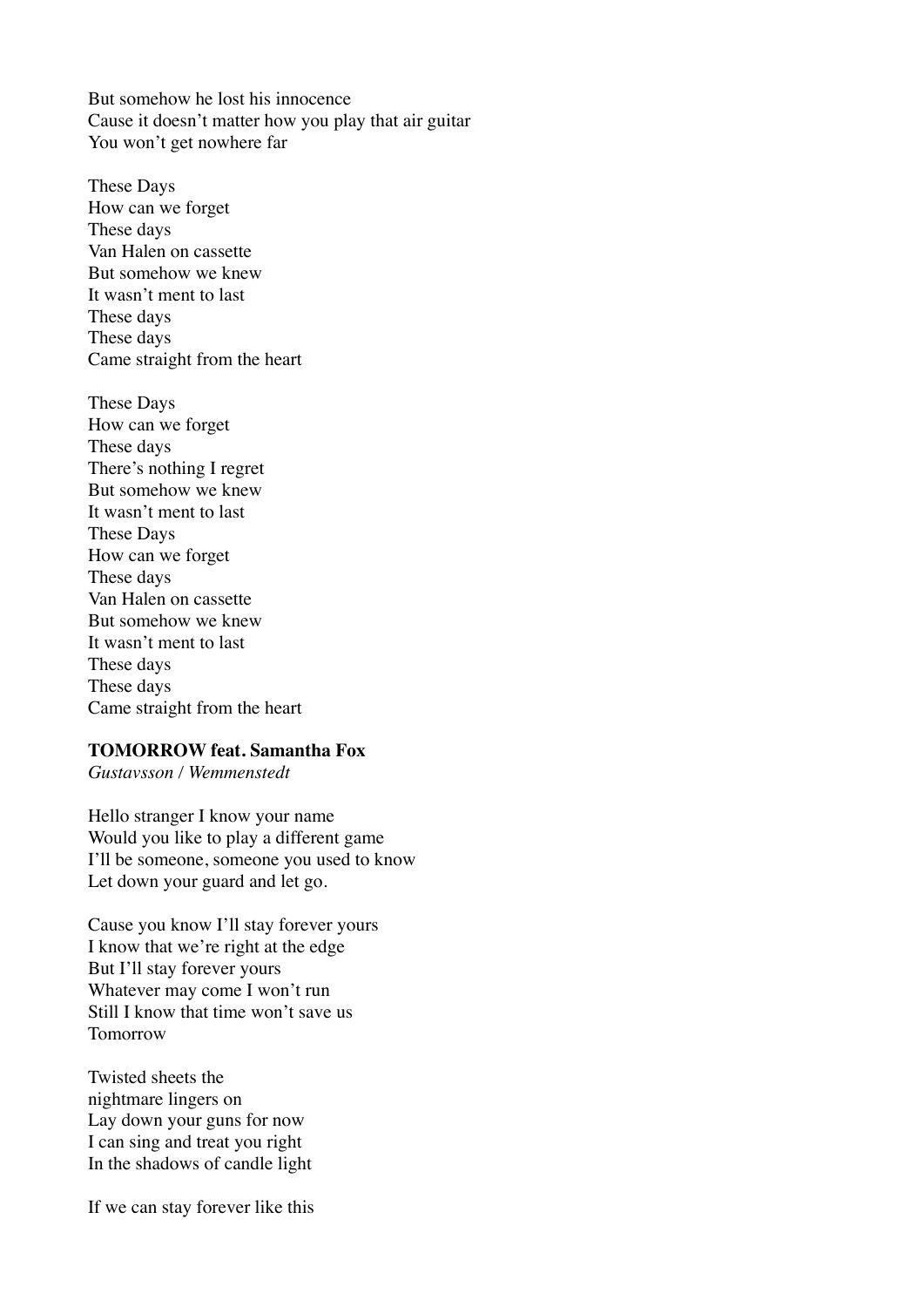But somehow he lost his innocence
Cause it doesn't matter how you play that air guitar
You won't get nowhere far

These Days
How can we forget
These days
Van Halen on cassette
But somehow we knew
It wasn't ment to last
These days
These days
Came straight from the heart

These Days
How can we forget
These days
There's nothing I regret
But somehow we knew
It wasn't ment to last
These Days
How can we forget
These days
Van Halen on cassette
But somehow we knew
It wasn't ment to last
These days
These days
Came straight from the heart

**TOMORROW feat. Samantha Fox**
*Gustavsson / Wemmenstedt*

Hello stranger I know your name
Would you like to play a different game
I'll be someone, someone you used to know
Let down your guard and let go.

Cause you know I'll stay forever yours
I know that we're right at the edge
But I'll stay forever yours
Whatever may come I won't run
Still I know that time won't save us
Tomorrow

Twisted sheets the
nightmare lingers on
Lay down your guns for now
I can sing and treat you right
In the shadows of candle light

If we can stay forever like this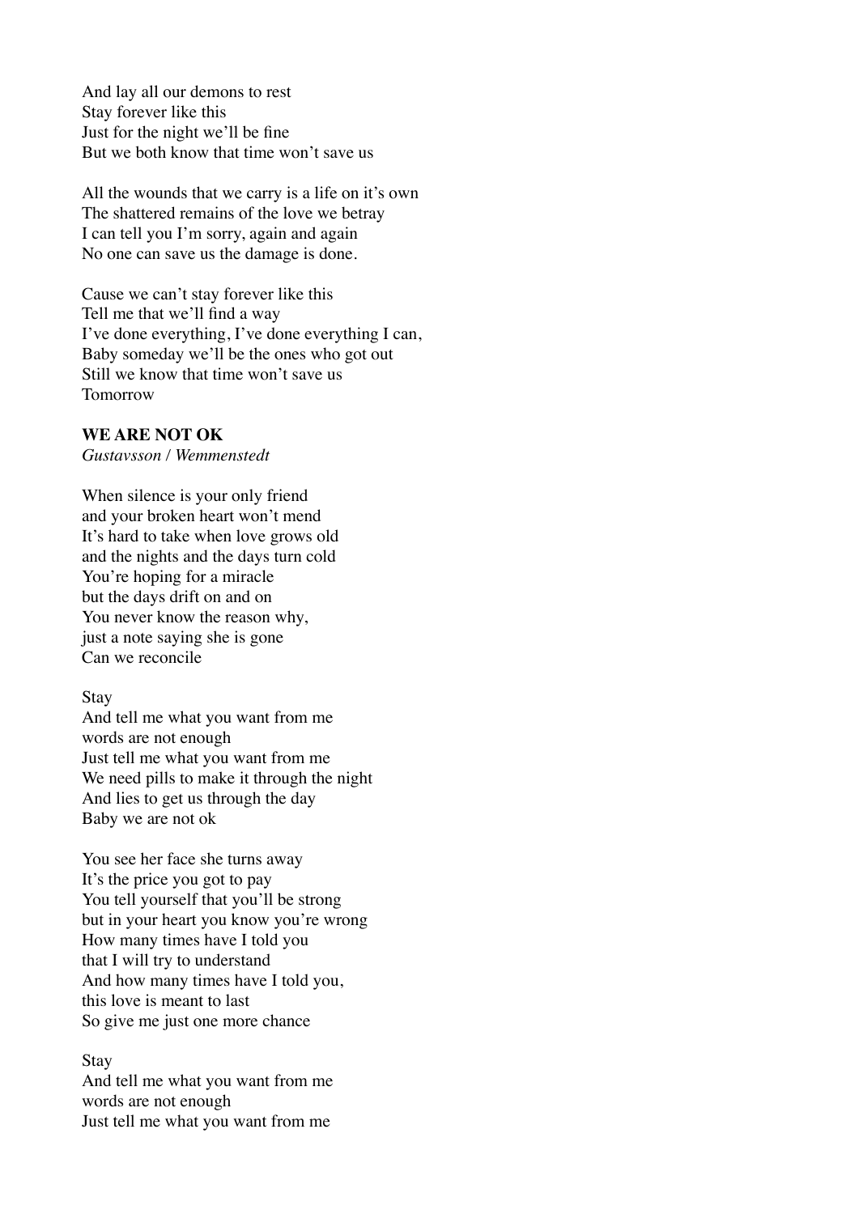And lay all our demons to rest  
Stay forever like this  
Just for the night we'll be fine  
But we both know that time won't save us

All the wounds that we carry is a life on it's own  
The shattered remains of the love we betray  
I can tell you I'm sorry, again and again  
No one can save us the damage is done.

Cause we can't stay forever like this  
Tell me that we'll find a way  
I've done everything, I've done everything I can,  
Baby someday we'll be the ones who got out  
Still we know that time won't save us  
Tomorrow

**WE ARE NOT OK**  
*Gustavsson / Wemmenstedt*

When silence is your only friend  
and your broken heart won't mend  
It's hard to take when love grows old  
and the nights and the days turn cold  
You're hoping for a miracle  
but the days drift on and on  
You never know the reason why,  
just a note saying she is gone  
Can we reconcile

Stay  
And tell me what you want from me  
words are not enough  
Just tell me what you want from me  
We need pills to make it through the night  
And lies to get us through the day  
Baby we are not ok

You see her face she turns away  
It's the price you got to pay  
You tell yourself that you'll be strong  
but in your heart you know you're wrong  
How many times have I told you  
that I will try to understand  
And how many times have I told you,  
this love is meant to last  
So give me just one more chance

Stay  
And tell me what you want from me  
words are not enough  
Just tell me what you want from me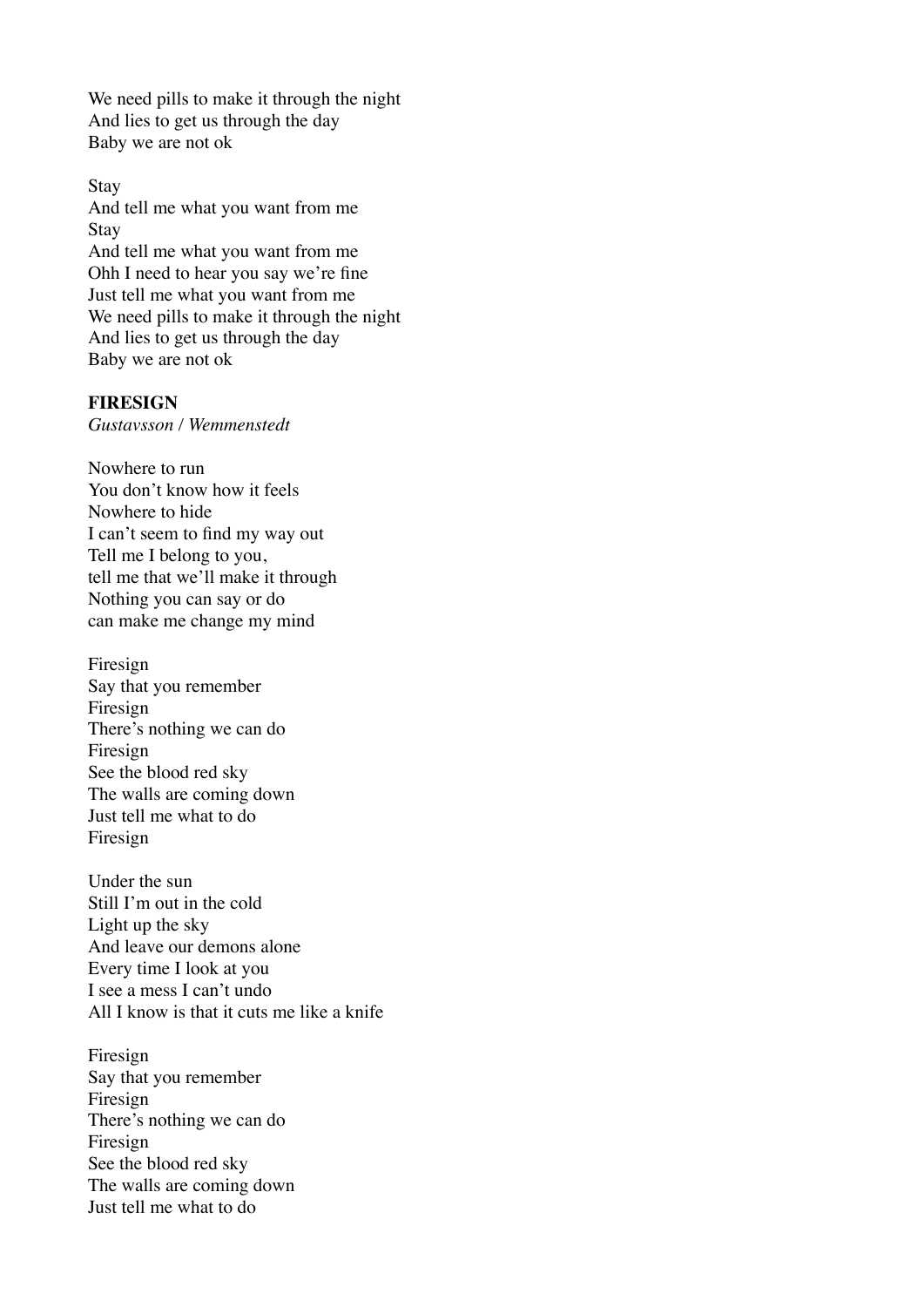We need pills to make it through the night
And lies to get us through the day
Baby we are not ok

Stay
And tell me what you want from me
Stay
And tell me what you want from me
Ohh I need to hear you say we're fine
Just tell me what you want from me
We need pills to make it through the night
And lies to get us through the day
Baby we are not ok

**FIRESIGN**
*Gustavsson / Wemmenstedt*

Nowhere to run
You don't know how it feels
Nowhere to hide
I can't seem to find my way out
Tell me I belong to you,
tell me that we'll make it through
Nothing you can say or do
can make me change my mind

Firesign
Say that you remember
Firesign
There's nothing we can do
Firesign
See the blood red sky
The walls are coming down
Just tell me what to do
Firesign

Under the sun
Still I'm out in the cold
Light up the sky
And leave our demons alone
Every time I look at you
I see a mess I can't undo
All I know is that it cuts me like a knife

Firesign
Say that you remember
Firesign
There's nothing we can do
Firesign
See the blood red sky
The walls are coming down
Just tell me what to do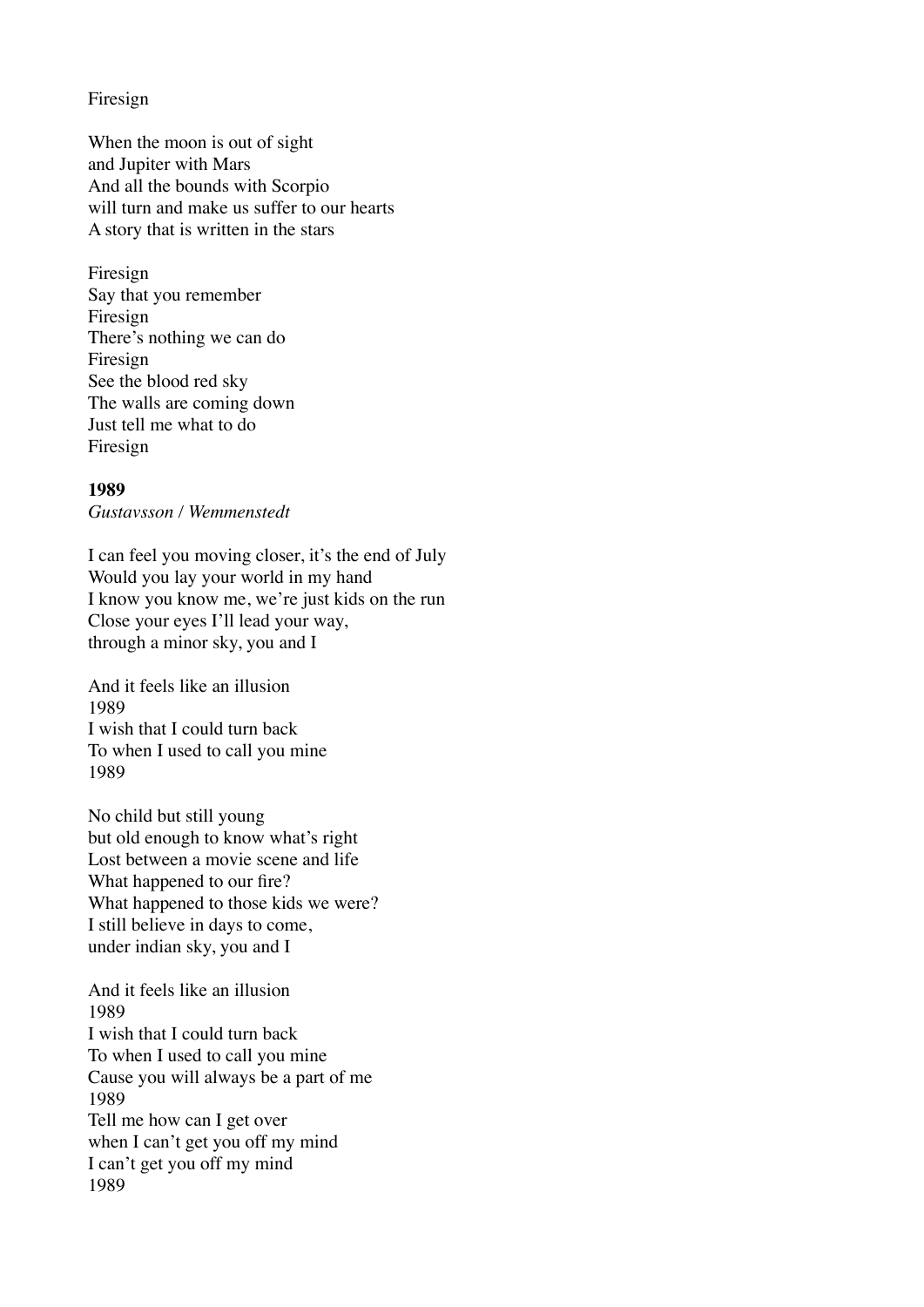Firesign

When the moon is out of sight
and Jupiter with Mars
And all the bounds with Scorpio
will turn and make us suffer to our hearts
A story that is written in the stars

Firesign
Say that you remember
Firesign
There's nothing we can do
Firesign
See the blood red sky
The walls are coming down
Just tell me what to do
Firesign

**1989**
*Gustavsson / Wemmenstedt*

I can feel you moving closer, it's the end of July
Would you lay your world in my hand
I know you know me, we're just kids on the run
Close your eyes I'll lead your way,
through a minor sky, you and I

And it feels like an illusion
1989
I wish that I could turn back
To when I used to call you mine
1989

No child but still young
but old enough to know what's right
Lost between a movie scene and life
What happened to our fire?
What happened to those kids we were?
I still believe in days to come,
under indian sky, you and I

And it feels like an illusion
1989
I wish that I could turn back
To when I used to call you mine
Cause you will always be a part of me
1989
Tell me how can I get over
when I can't get you off my mind
I can't get you off my mind
1989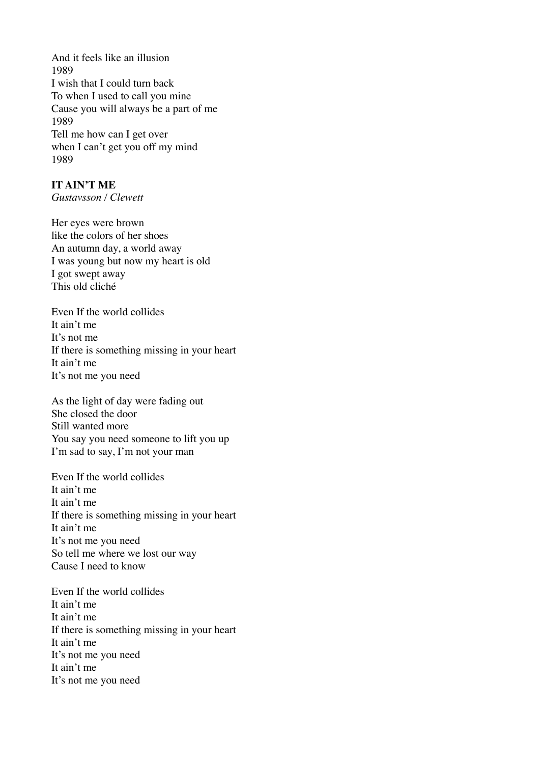And it feels like an illusion
1989
I wish that I could turn back
To when I used to call you mine
Cause you will always be a part of me
1989
Tell me how can I get over
when I can't get you off my mind
1989

**IT AIN'T ME**
*Gustavsson / Clewett*

Her eyes were brown
like the colors of her shoes
An autumn day, a world away
I was young but now my heart is old
I got swept away
This old cliché

Even If the world collides
It ain't me
It's not me
If there is something missing in your heart
It ain't me
It's not me you need

As the light of day were fading out
She closed the door
Still wanted more
You say you need someone to lift you up
I'm sad to say, I'm not your man

Even If the world collides
It ain't me
It ain't me
If there is something missing in your heart
It ain't me
It's not me you need
So tell me where we lost our way
Cause I need to know

Even If the world collides
It ain't me
It ain't me
If there is something missing in your heart
It ain't me
It's not me you need
It ain't me
It's not me you need